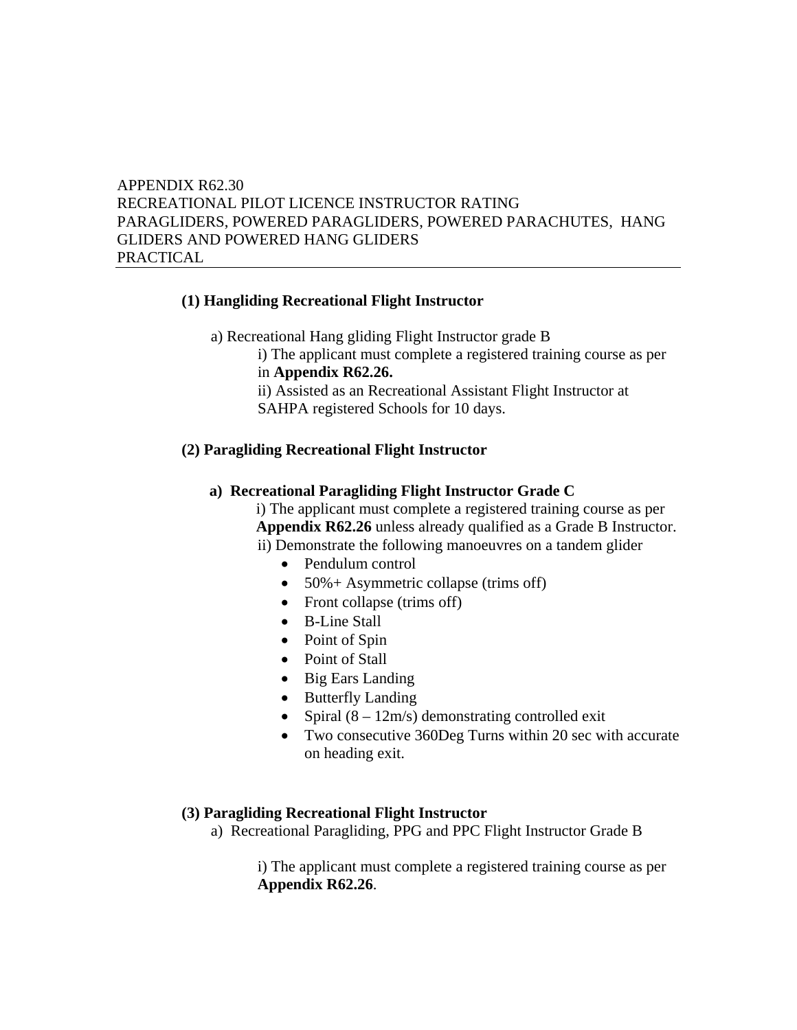APPENDIX R62.30
RECREATIONAL PILOT LICENCE INSTRUCTOR RATING
PARAGLIDERS, POWERED PARAGLIDERS, POWERED PARACHUTES, HANG GLIDERS AND POWERED HANG GLIDERS
PRACTICAL

**(1) Hangliding Recreational Flight Instructor**

a) Recreational Hang gliding Flight Instructor grade B

i) The applicant must complete a registered training course as per in **Appendix R62.26.**

ii) Assisted as an Recreational Assistant Flight Instructor at SAHPA registered Schools for 10 days.

**(2) Paragliding Recreational Flight Instructor**

**a) Recreational Paragliding Flight Instructor Grade C**

i) The applicant must complete a registered training course as per **Appendix R62.26** unless already qualified as a Grade B Instructor.

ii) Demonstrate the following manoeuvres on a tandem glider

- Pendulum control
- 50%+ Asymmetric collapse (trims off)
- Front collapse (trims off)
- B-Line Stall
- Point of Spin
- Point of Stall
- Big Ears Landing
- Butterfly Landing
- Spiral (8 – 12m/s) demonstrating controlled exit
- Two consecutive 360Deg Turns within 20 sec with accurate on heading exit.

**(3) Paragliding Recreational Flight Instructor**

a) Recreational Paragliding, PPG and PPC Flight Instructor Grade B

i) The applicant must complete a registered training course as per **Appendix R62.26**.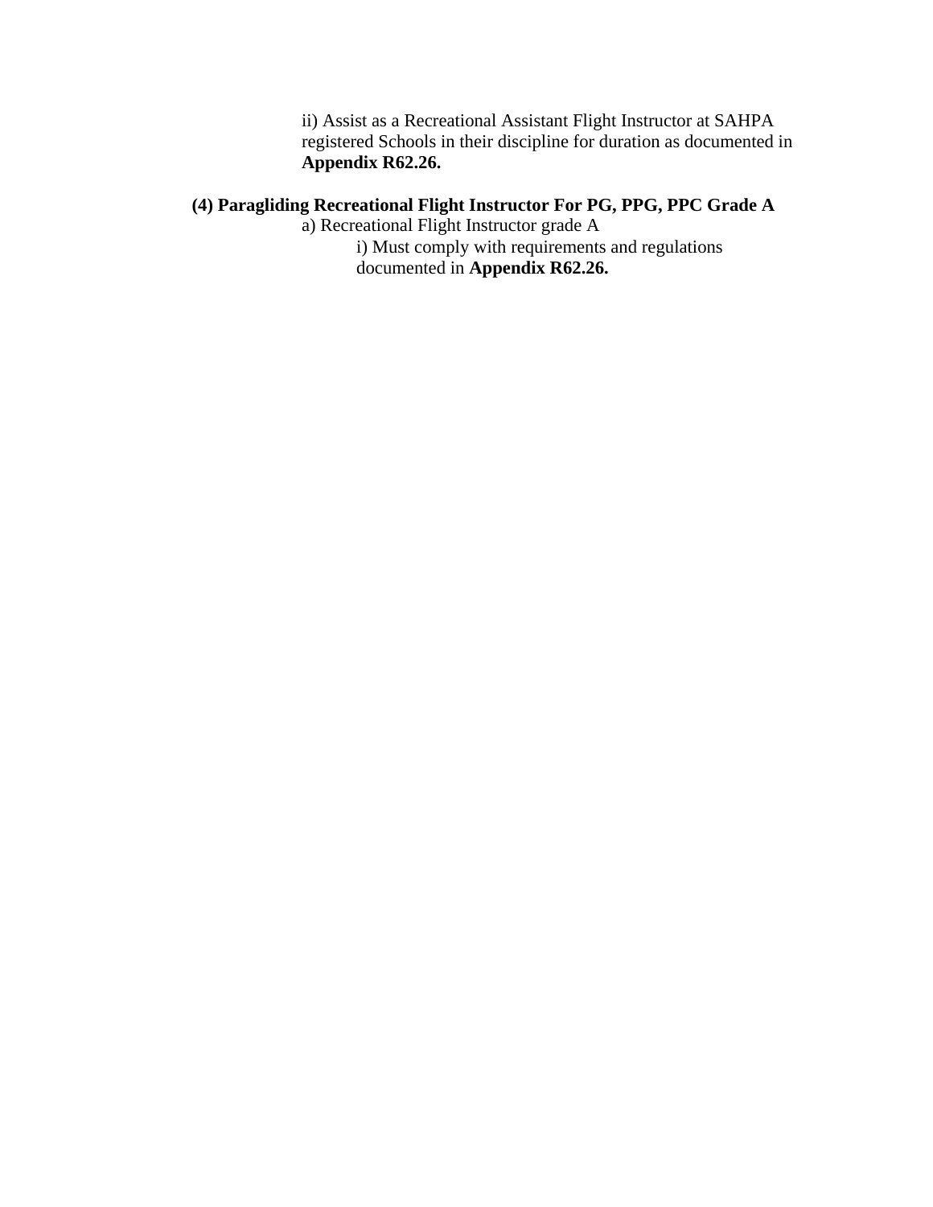ii) Assist as a Recreational Assistant Flight Instructor at SAHPA registered Schools in their discipline for duration as documented in **Appendix R62.26.**

**(4) Paragliding Recreational Flight Instructor For PG, PPG, PPC Grade A**

a) Recreational Flight Instructor grade A

i) Must comply with requirements and regulations documented in **Appendix R62.26.**